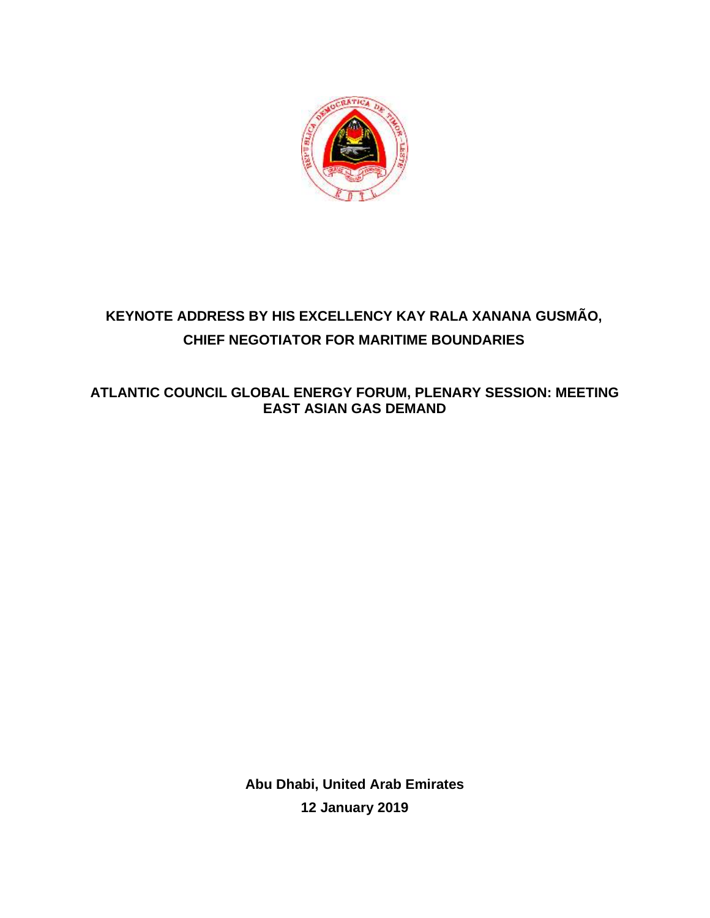# KEYNOTE ADDRESS BY HIS EXCELLENCY KAY RALA XANANA GUSMÃO, CHIEF NEGOTIATOR FOR MARITIME BOUNDARIES

## ATLANTIC COUNCIL GLOBAL ENERGY FORUM, PLENARY SESSION: MEETING EAST ASIAN GAS DEMAND

**Abu Dhabi, United Arab Emirates**

**12 January 2019**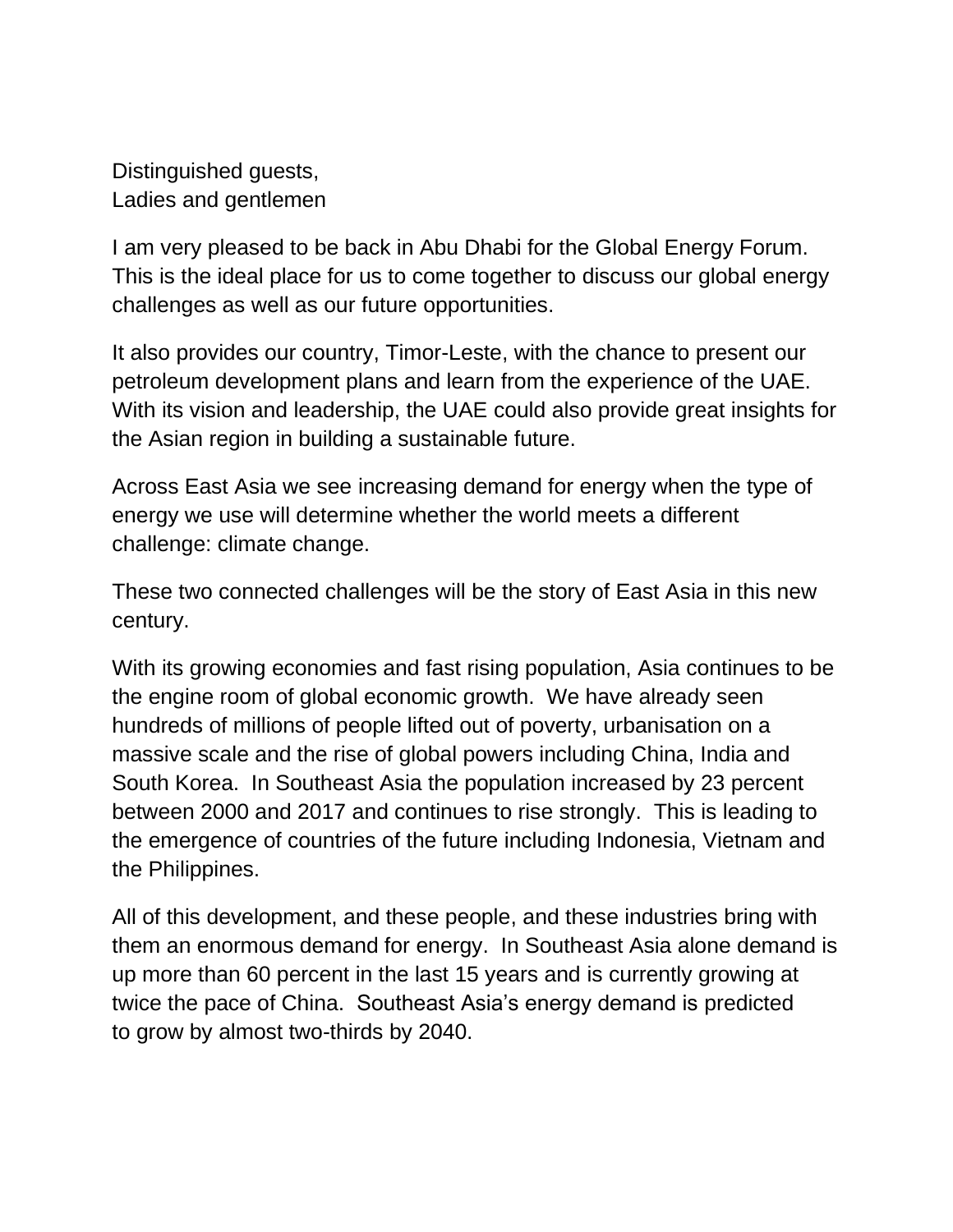Distinguished guests,  
Ladies and gentlemen

I am very pleased to be back in Abu Dhabi for the Global Energy Forum. This is the ideal place for us to come together to discuss our global energy challenges as well as our future opportunities.

It also provides our country, Timor-Leste, with the chance to present our petroleum development plans and learn from the experience of the UAE. With its vision and leadership, the UAE could also provide great insights for the Asian region in building a sustainable future.

Across East Asia we see increasing demand for energy when the type of energy we use will determine whether the world meets a different challenge: climate change.

These two connected challenges will be the story of East Asia in this new century.

With its growing economies and fast rising population, Asia continues to be the engine room of global economic growth. We have already seen hundreds of millions of people lifted out of poverty, urbanisation on a massive scale and the rise of global powers including China, India and South Korea. In Southeast Asia the population increased by 23 percent between 2000 and 2017 and continues to rise strongly. This is leading to the emergence of countries of the future including Indonesia, Vietnam and the Philippines.

All of this development, and these people, and these industries bring with them an enormous demand for energy. In Southeast Asia alone demand is up more than 60 percent in the last 15 years and is currently growing at twice the pace of China. Southeast Asia's energy demand is predicted to grow by almost two-thirds by 2040.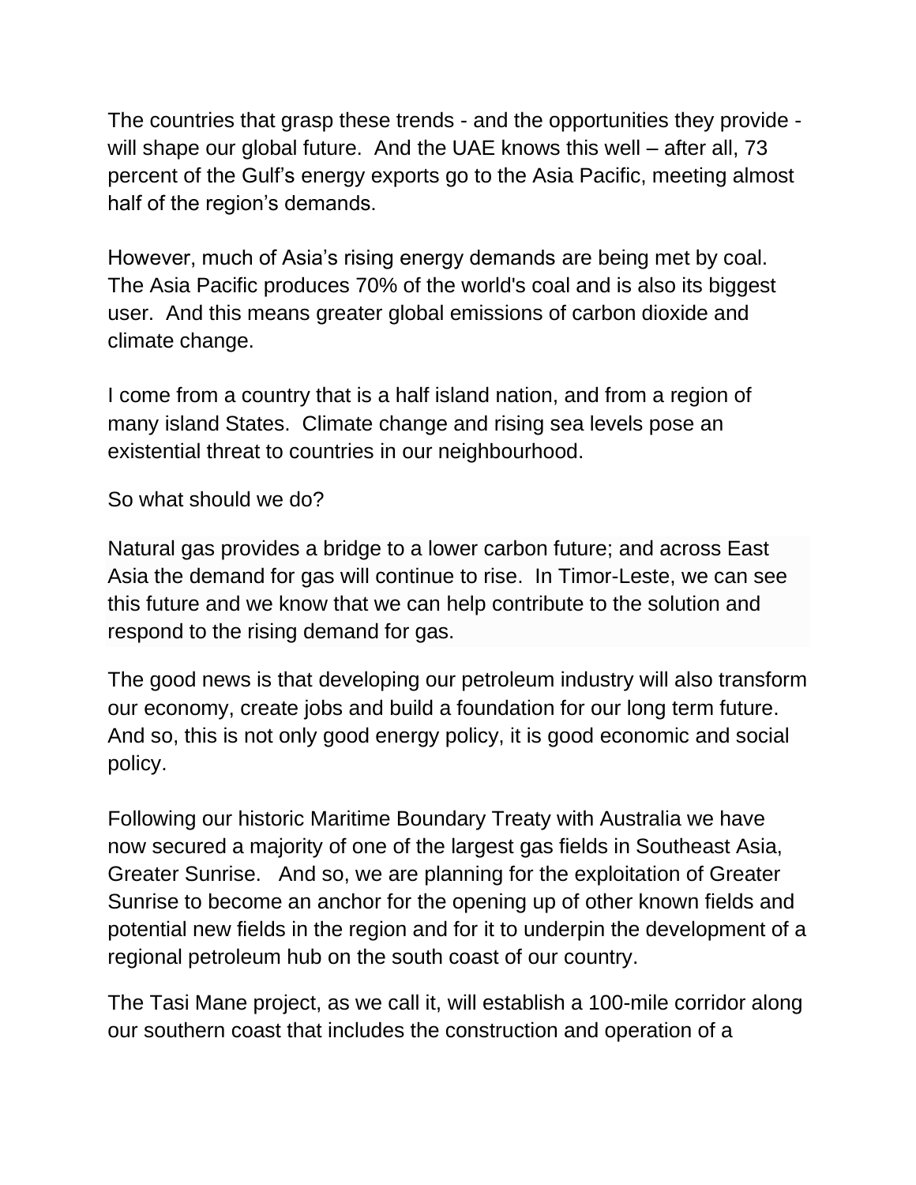The countries that grasp these trends - and the opportunities they provide - will shape our global future. And the UAE knows this well – after all, 73 percent of the Gulf's energy exports go to the Asia Pacific, meeting almost half of the region's demands.

However, much of Asia's rising energy demands are being met by coal. The Asia Pacific produces 70% of the world's coal and is also its biggest user. And this means greater global emissions of carbon dioxide and climate change.

I come from a country that is a half island nation, and from a region of many island States. Climate change and rising sea levels pose an existential threat to countries in our neighbourhood.

So what should we do?

Natural gas provides a bridge to a lower carbon future; and across East Asia the demand for gas will continue to rise. In Timor-Leste, we can see this future and we know that we can help contribute to the solution and respond to the rising demand for gas.

The good news is that developing our petroleum industry will also transform our economy, create jobs and build a foundation for our long term future. And so, this is not only good energy policy, it is good economic and social policy.

Following our historic Maritime Boundary Treaty with Australia we have now secured a majority of one of the largest gas fields in Southeast Asia, Greater Sunrise. And so, we are planning for the exploitation of Greater Sunrise to become an anchor for the opening up of other known fields and potential new fields in the region and for it to underpin the development of a regional petroleum hub on the south coast of our country.

The Tasi Mane project, as we call it, will establish a 100-mile corridor along our southern coast that includes the construction and operation of a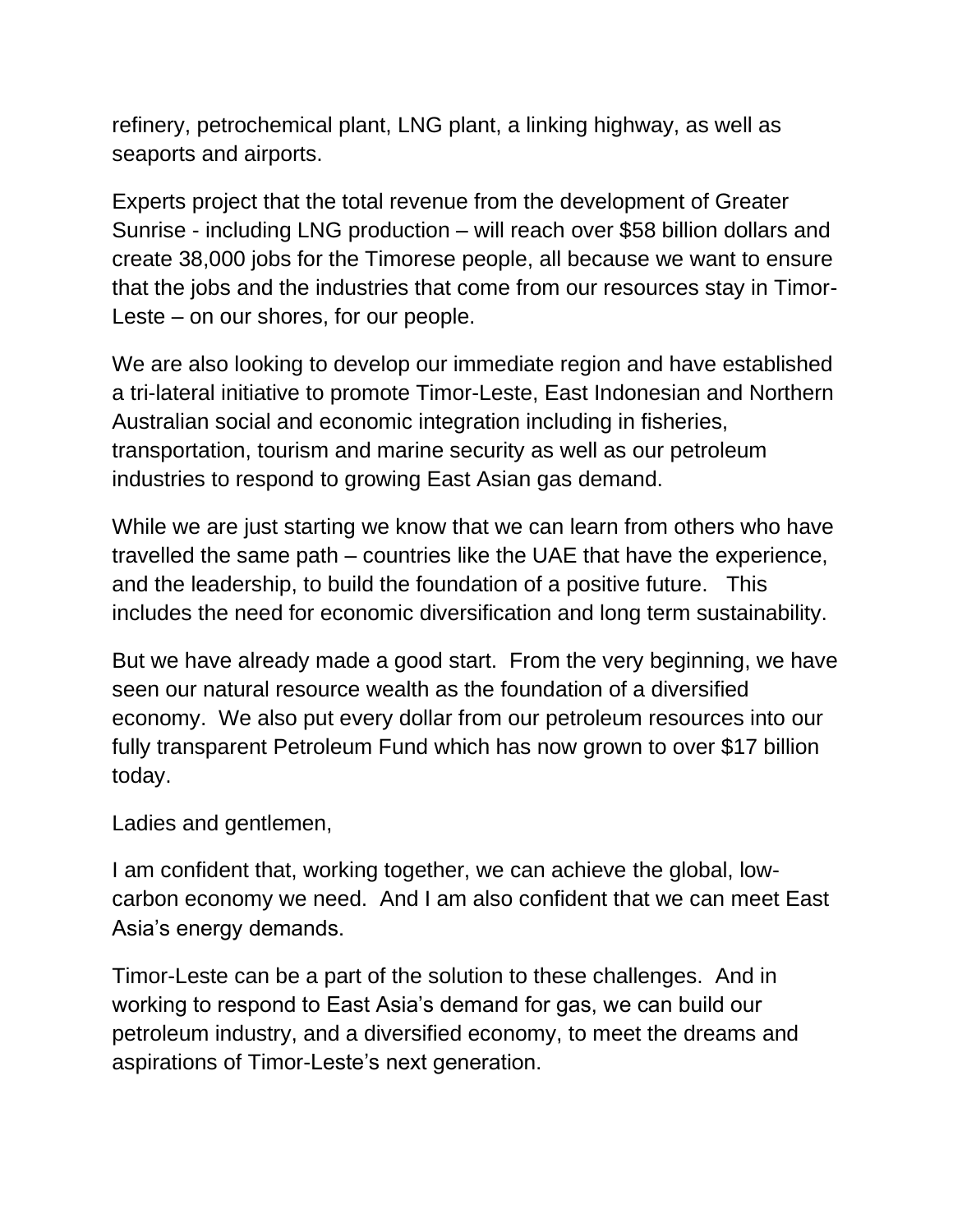refinery, petrochemical plant, LNG plant, a linking highway, as well as seaports and airports.

Experts project that the total revenue from the development of Greater Sunrise - including LNG production – will reach over $58 billion dollars and create 38,000 jobs for the Timorese people, all because we want to ensure that the jobs and the industries that come from our resources stay in Timor-Leste – on our shores, for our people.

We are also looking to develop our immediate region and have established a tri-lateral initiative to promote Timor-Leste, East Indonesian and Northern Australian social and economic integration including in fisheries, transportation, tourism and marine security as well as our petroleum industries to respond to growing East Asian gas demand.

While we are just starting we know that we can learn from others who have travelled the same path – countries like the UAE that have the experience, and the leadership, to build the foundation of a positive future. This includes the need for economic diversification and long term sustainability.

But we have already made a good start. From the very beginning, we have seen our natural resource wealth as the foundation of a diversified economy. We also put every dollar from our petroleum resources into our fully transparent Petroleum Fund which has now grown to over $17 billion today.

Ladies and gentlemen,

I am confident that, working together, we can achieve the global, low-carbon economy we need. And I am also confident that we can meet East Asia's energy demands.

Timor-Leste can be a part of the solution to these challenges. And in working to respond to East Asia's demand for gas, we can build our petroleum industry, and a diversified economy, to meet the dreams and aspirations of Timor-Leste's next generation.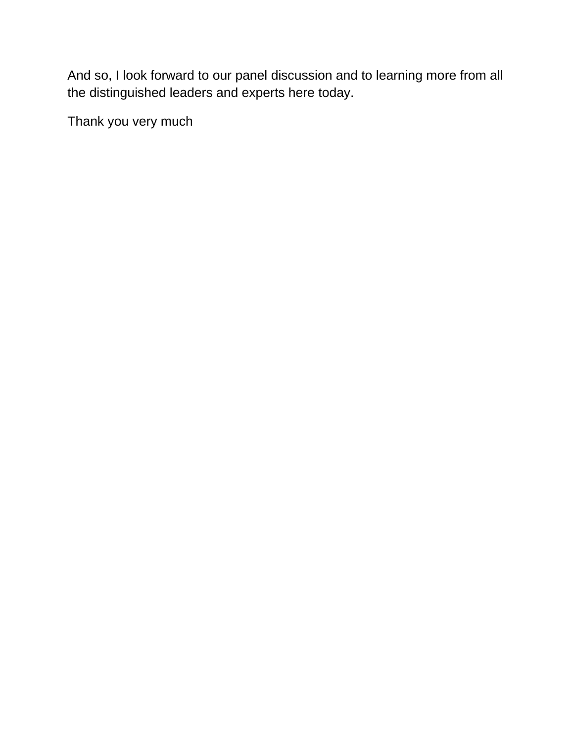And so, I look forward to our panel discussion and to learning more from all the distinguished leaders and experts here today.

Thank you very much